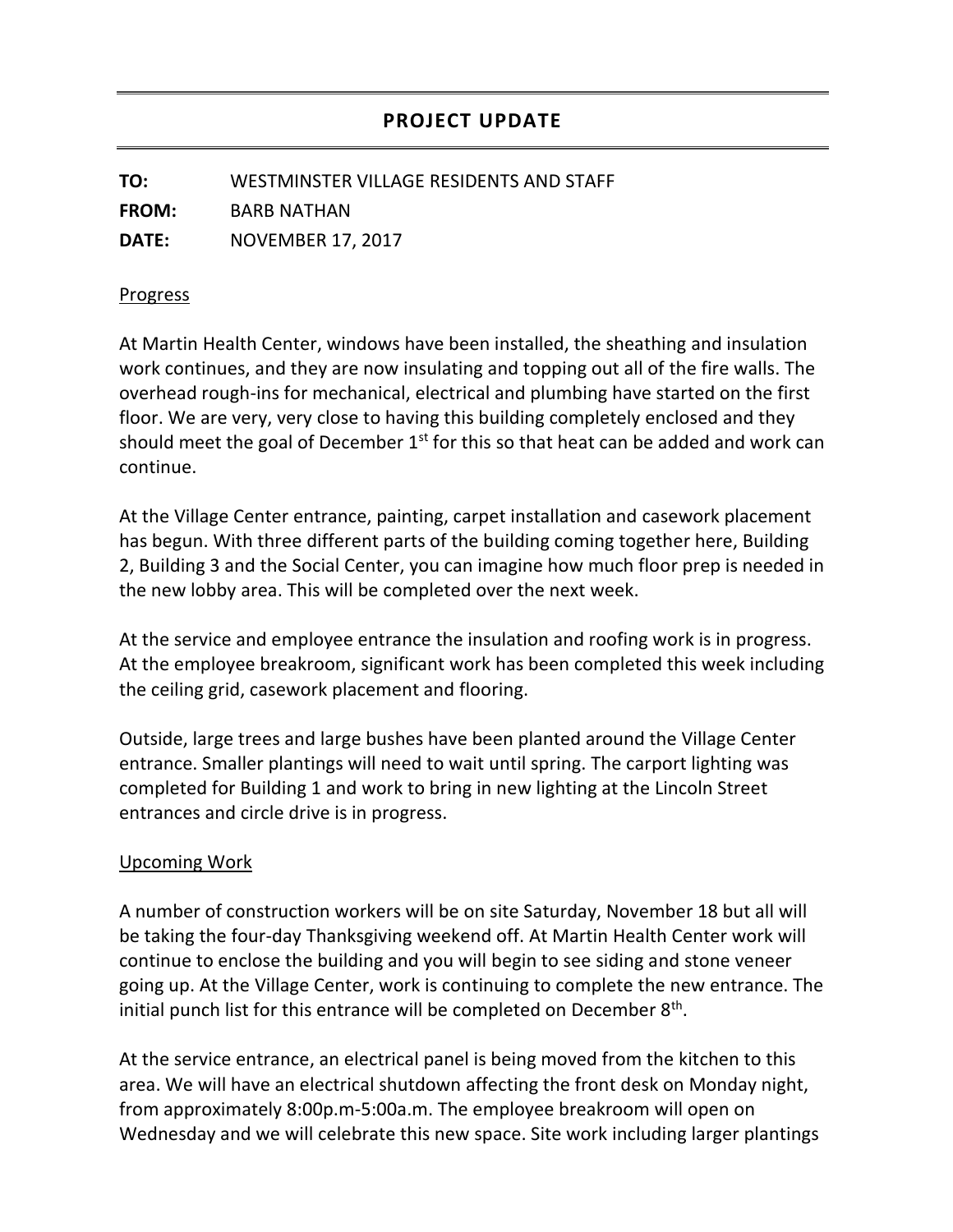# PROJECT UPDATE

**TO:** WESTMINSTER VILLAGE RESIDENTS AND STAFF

**FROM:** BARB NATHAN

**DATE:** NOVEMBER 17, 2017

## Progress

At Martin Health Center, windows have been installed, the sheathing and insulation work continues, and they are now insulating and topping out all of the fire walls. The overhead rough-ins for mechanical, electrical and plumbing have started on the first floor. We are very, very close to having this building completely enclosed and they should meet the goal of December 1st for this so that heat can be added and work can continue.

At the Village Center entrance, painting, carpet installation and casework placement has begun. With three different parts of the building coming together here, Building 2, Building 3 and the Social Center, you can imagine how much floor prep is needed in the new lobby area. This will be completed over the next week.

At the service and employee entrance the insulation and roofing work is in progress. At the employee breakroom, significant work has been completed this week including the ceiling grid, casework placement and flooring.

Outside, large trees and large bushes have been planted around the Village Center entrance. Smaller plantings will need to wait until spring. The carport lighting was completed for Building 1 and work to bring in new lighting at the Lincoln Street entrances and circle drive is in progress.

## Upcoming Work

A number of construction workers will be on site Saturday, November 18 but all will be taking the four-day Thanksgiving weekend off. At Martin Health Center work will continue to enclose the building and you will begin to see siding and stone veneer going up. At the Village Center, work is continuing to complete the new entrance. The initial punch list for this entrance will be completed on December 8th.

At the service entrance, an electrical panel is being moved from the kitchen to this area. We will have an electrical shutdown affecting the front desk on Monday night, from approximately 8:00p.m-5:00a.m. The employee breakroom will open on Wednesday and we will celebrate this new space. Site work including larger plantings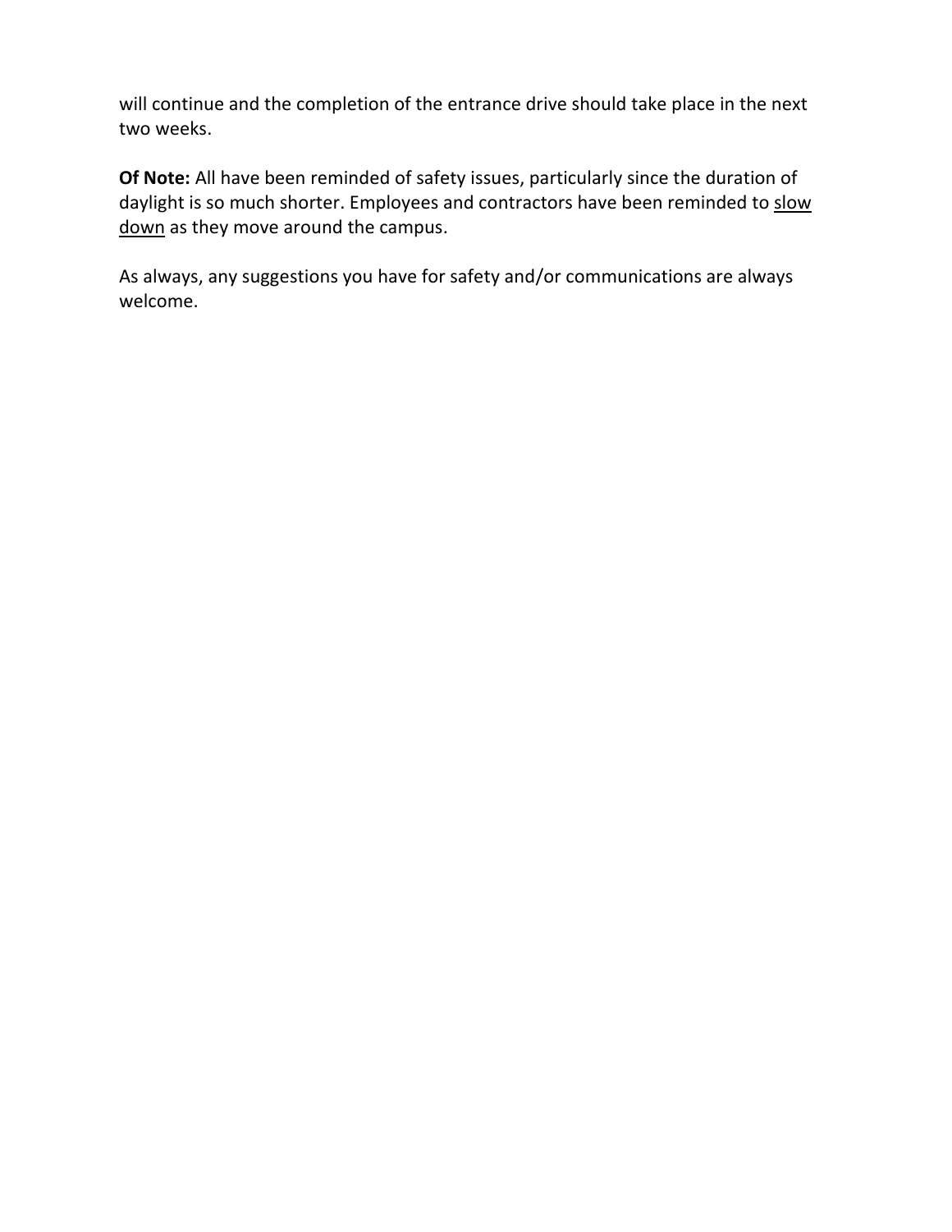will continue and the completion of the entrance drive should take place in the next two weeks.

**Of Note:** All have been reminded of safety issues, particularly since the duration of daylight is so much shorter. Employees and contractors have been reminded to <u>slow down</u> as they move around the campus.

As always, any suggestions you have for safety and/or communications are always welcome.